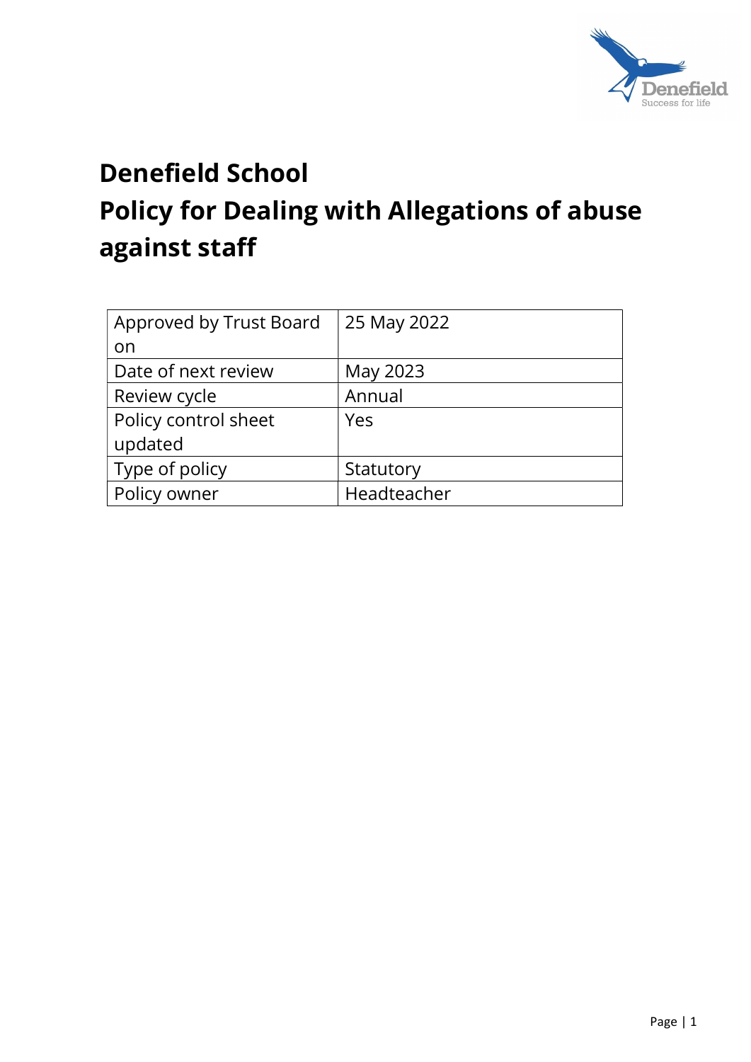# Denefield School

# Policy for Dealing with Allegations of abuse against staff

| Approved by Trust Board on | 25 May 2022 |
|---|---|
| Date of next review | May 2023 |
| Review cycle | Annual |
| Policy control sheet updated | Yes |
| Type of policy | Statutory |
| Policy owner | Headteacher |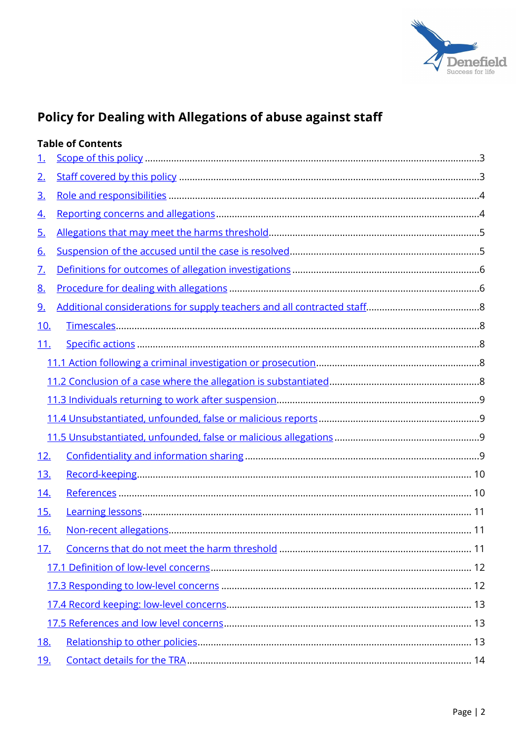# Policy for Dealing with Allegations of abuse against staff

**Table of Contents**

1. Scope of this policy .......... 3
2. Staff covered by this policy .......... 3
3. Role and responsibilities .......... 4
4. Reporting concerns and allegations .......... 4
5. Allegations that may meet the harms threshold .......... 5
6. Suspension of the accused until the case is resolved .......... 5
7. Definitions for outcomes of allegation investigations .......... 6
8. Procedure for dealing with allegations .......... 6
9. Additional considerations for supply teachers and all contracted staff .......... 8
10. Timescales .......... 8
11. Specific actions .......... 8
    - 11.1 Action following a criminal investigation or prosecution .......... 8
    - 11.2 Conclusion of a case where the allegation is substantiated .......... 8
    - 11.3 Individuals returning to work after suspension .......... 9
    - 11.4 Unsubstantiated, unfounded, false or malicious reports .......... 9
    - 11.5 Unsubstantiated, unfounded, false or malicious allegations .......... 9
12. Confidentiality and information sharing .......... 9
13. Record-keeping .......... 10
14. References .......... 10
15. Learning lessons .......... 11
16. Non-recent allegations .......... 11
17. Concerns that do not meet the harm threshold .......... 11
    - 17.1 Definition of low-level concerns .......... 12
    - 17.3 Responding to low-level concerns .......... 12
    - 17.4 Record keeping: low-level concerns .......... 13
    - 17.5 References and low level concerns .......... 13
18. Relationship to other policies .......... 13
19. Contact details for the TRA .......... 14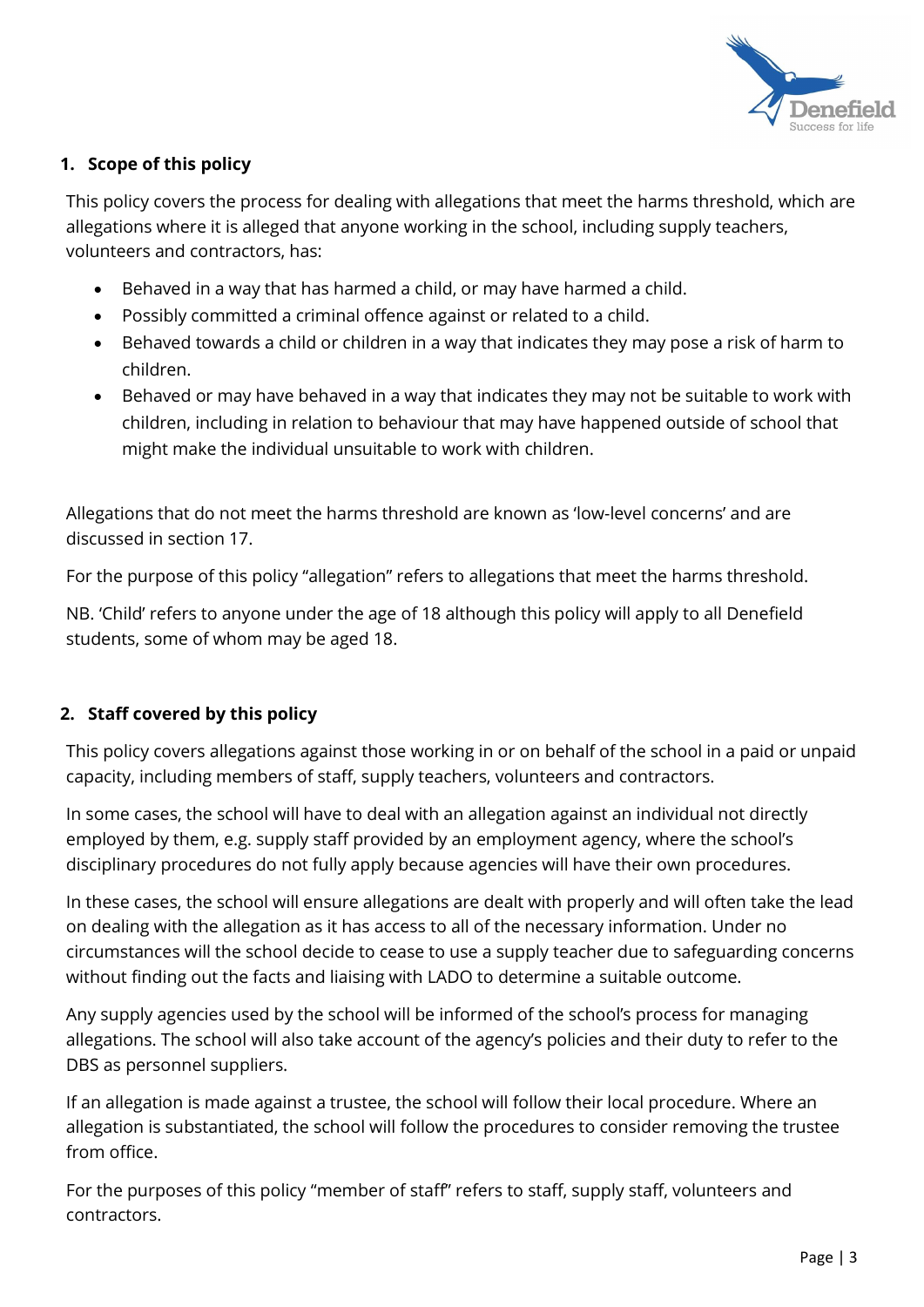## 1. Scope of this policy

This policy covers the process for dealing with allegations that meet the harms threshold, which are allegations where it is alleged that anyone working in the school, including supply teachers, volunteers and contractors, has:

- Behaved in a way that has harmed a child, or may have harmed a child.
- Possibly committed a criminal offence against or related to a child.
- Behaved towards a child or children in a way that indicates they may pose a risk of harm to children.
- Behaved or may have behaved in a way that indicates they may not be suitable to work with children, including in relation to behaviour that may have happened outside of school that might make the individual unsuitable to work with children.

Allegations that do not meet the harms threshold are known as 'low-level concerns' and are discussed in section 17.

For the purpose of this policy "allegation" refers to allegations that meet the harms threshold.

NB. 'Child' refers to anyone under the age of 18 although this policy will apply to all Denefield students, some of whom may be aged 18.

## 2. Staff covered by this policy

This policy covers allegations against those working in or on behalf of the school in a paid or unpaid capacity, including members of staff, supply teachers, volunteers and contractors.

In some cases, the school will have to deal with an allegation against an individual not directly employed by them, e.g. supply staff provided by an employment agency, where the school's disciplinary procedures do not fully apply because agencies will have their own procedures.

In these cases, the school will ensure allegations are dealt with properly and will often take the lead on dealing with the allegation as it has access to all of the necessary information. Under no circumstances will the school decide to cease to use a supply teacher due to safeguarding concerns without finding out the facts and liaising with LADO to determine a suitable outcome.

Any supply agencies used by the school will be informed of the school's process for managing allegations. The school will also take account of the agency's policies and their duty to refer to the DBS as personnel suppliers.

If an allegation is made against a trustee, the school will follow their local procedure. Where an allegation is substantiated, the school will follow the procedures to consider removing the trustee from office.

For the purposes of this policy "member of staff" refers to staff, supply staff, volunteers and contractors.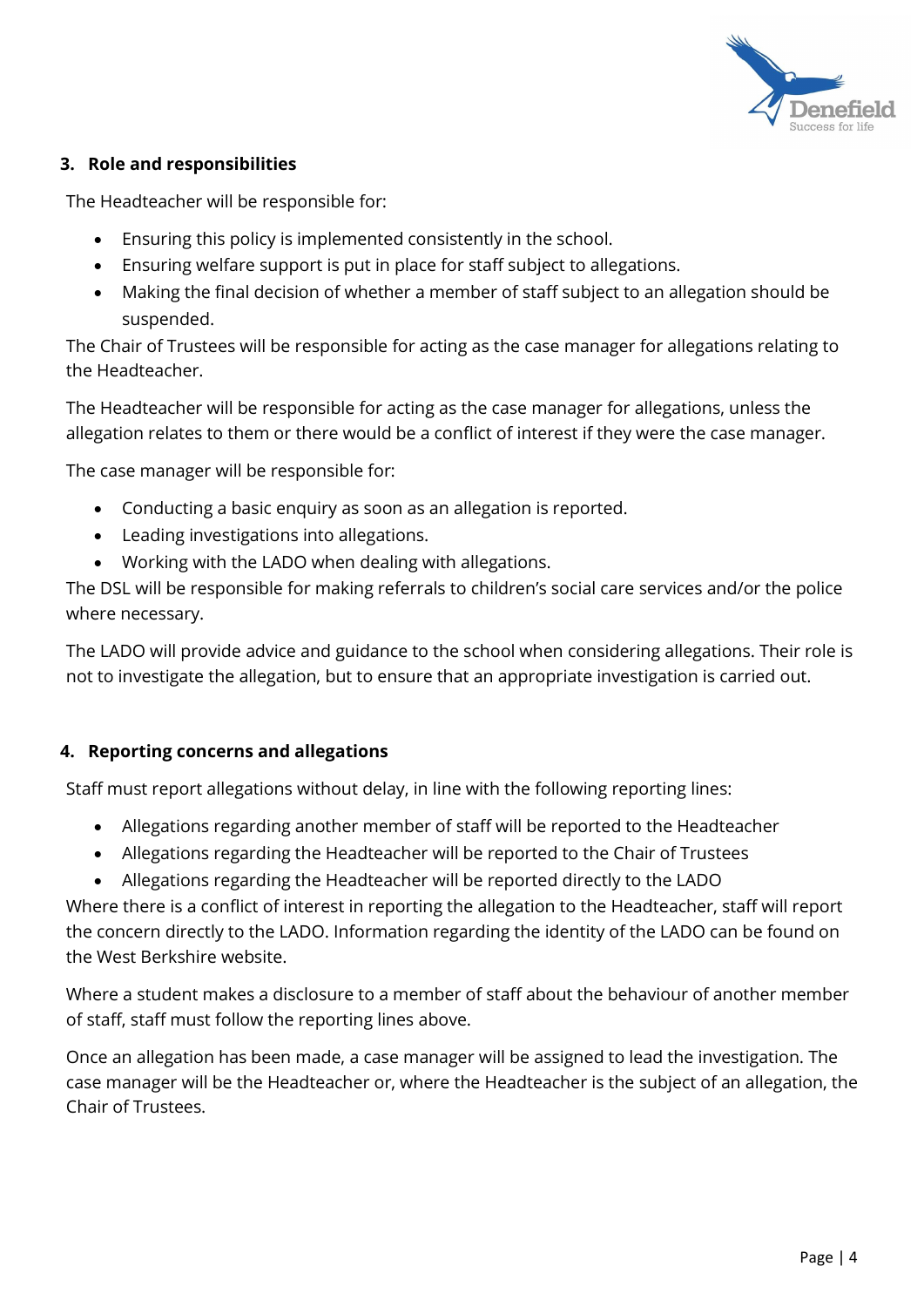## 3. Role and responsibilities

The Headteacher will be responsible for:

- Ensuring this policy is implemented consistently in the school.
- Ensuring welfare support is put in place for staff subject to allegations.
- Making the final decision of whether a member of staff subject to an allegation should be suspended.

The Chair of Trustees will be responsible for acting as the case manager for allegations relating to the Headteacher.

The Headteacher will be responsible for acting as the case manager for allegations, unless the allegation relates to them or there would be a conflict of interest if they were the case manager.

The case manager will be responsible for:

- Conducting a basic enquiry as soon as an allegation is reported.
- Leading investigations into allegations.
- Working with the LADO when dealing with allegations.

The DSL will be responsible for making referrals to children's social care services and/or the police where necessary.

The LADO will provide advice and guidance to the school when considering allegations. Their role is not to investigate the allegation, but to ensure that an appropriate investigation is carried out.

## 4. Reporting concerns and allegations

Staff must report allegations without delay, in line with the following reporting lines:

- Allegations regarding another member of staff will be reported to the Headteacher
- Allegations regarding the Headteacher will be reported to the Chair of Trustees
- Allegations regarding the Headteacher will be reported directly to the LADO

Where there is a conflict of interest in reporting the allegation to the Headteacher, staff will report the concern directly to the LADO. Information regarding the identity of the LADO can be found on the West Berkshire website.

Where a student makes a disclosure to a member of staff about the behaviour of another member of staff, staff must follow the reporting lines above.

Once an allegation has been made, a case manager will be assigned to lead the investigation. The case manager will be the Headteacher or, where the Headteacher is the subject of an allegation, the Chair of Trustees.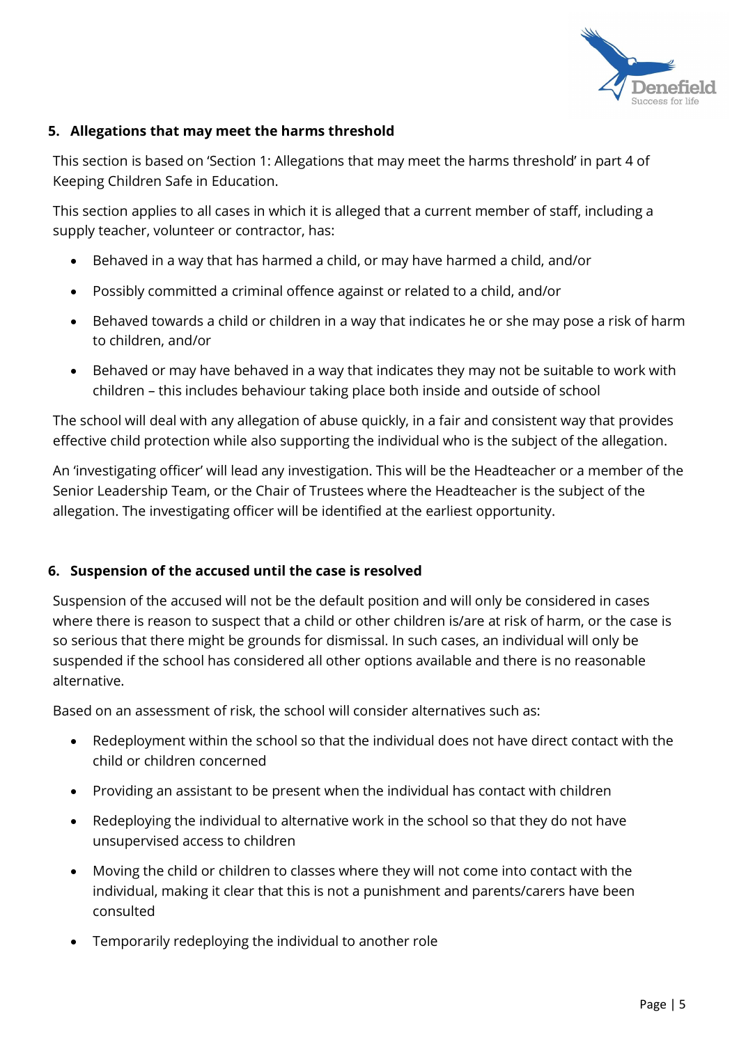## 5. Allegations that may meet the harms threshold

This section is based on 'Section 1: Allegations that may meet the harms threshold' in part 4 of Keeping Children Safe in Education.

This section applies to all cases in which it is alleged that a current member of staff, including a supply teacher, volunteer or contractor, has:

- Behaved in a way that has harmed a child, or may have harmed a child, and/or
- Possibly committed a criminal offence against or related to a child, and/or
- Behaved towards a child or children in a way that indicates he or she may pose a risk of harm to children, and/or
- Behaved or may have behaved in a way that indicates they may not be suitable to work with children – this includes behaviour taking place both inside and outside of school

The school will deal with any allegation of abuse quickly, in a fair and consistent way that provides effective child protection while also supporting the individual who is the subject of the allegation.

An 'investigating officer' will lead any investigation. This will be the Headteacher or a member of the Senior Leadership Team, or the Chair of Trustees where the Headteacher is the subject of the allegation. The investigating officer will be identified at the earliest opportunity.

## 6. Suspension of the accused until the case is resolved

Suspension of the accused will not be the default position and will only be considered in cases where there is reason to suspect that a child or other children is/are at risk of harm, or the case is so serious that there might be grounds for dismissal. In such cases, an individual will only be suspended if the school has considered all other options available and there is no reasonable alternative.

Based on an assessment of risk, the school will consider alternatives such as:

- Redeployment within the school so that the individual does not have direct contact with the child or children concerned
- Providing an assistant to be present when the individual has contact with children
- Redeploying the individual to alternative work in the school so that they do not have unsupervised access to children
- Moving the child or children to classes where they will not come into contact with the individual, making it clear that this is not a punishment and parents/carers have been consulted
- Temporarily redeploying the individual to another role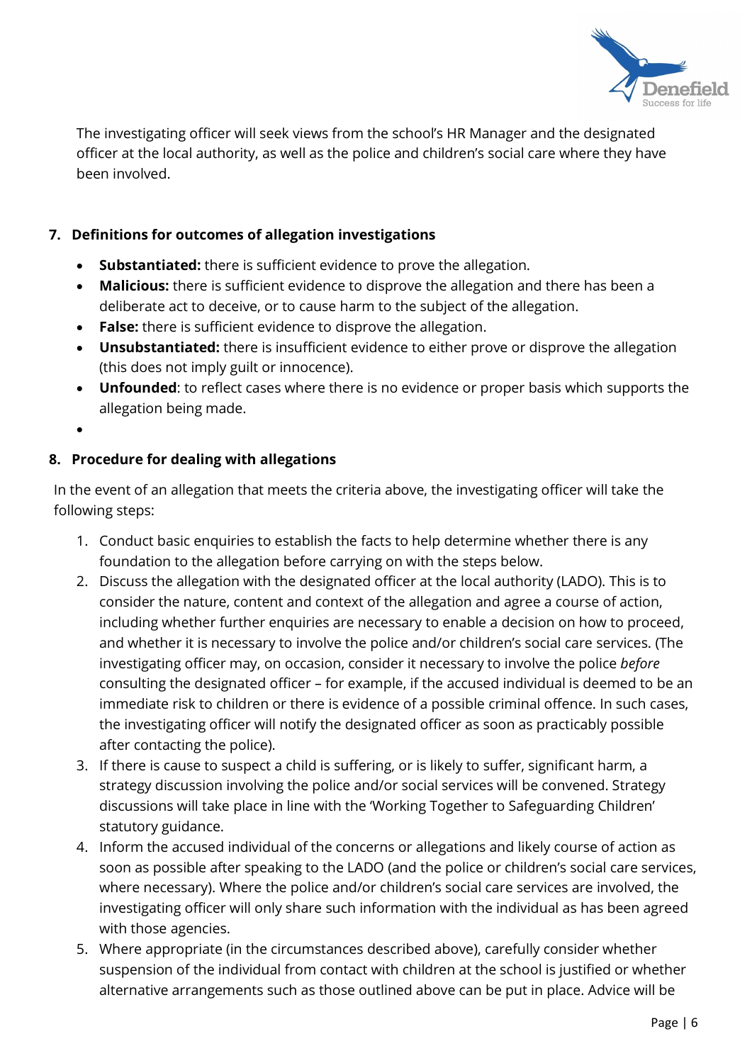The investigating officer will seek views from the school's HR Manager and the designated officer at the local authority, as well as the police and children's social care where they have been involved.

## 7. Definitions for outcomes of allegation investigations

- **Substantiated:** there is sufficient evidence to prove the allegation.
- **Malicious:** there is sufficient evidence to disprove the allegation and there has been a deliberate act to deceive, or to cause harm to the subject of the allegation.
- **False:** there is sufficient evidence to disprove the allegation.
- **Unsubstantiated:** there is insufficient evidence to either prove or disprove the allegation (this does not imply guilt or innocence).
- **Unfounded**: to reflect cases where there is no evidence or proper basis which supports the allegation being made.

## 8. Procedure for dealing with allegations

In the event of an allegation that meets the criteria above, the investigating officer will take the following steps:

1. Conduct basic enquiries to establish the facts to help determine whether there is any foundation to the allegation before carrying on with the steps below.
2. Discuss the allegation with the designated officer at the local authority (LADO). This is to consider the nature, content and context of the allegation and agree a course of action, including whether further enquiries are necessary to enable a decision on how to proceed, and whether it is necessary to involve the police and/or children's social care services. (The investigating officer may, on occasion, consider it necessary to involve the police *before* consulting the designated officer – for example, if the accused individual is deemed to be an immediate risk to children or there is evidence of a possible criminal offence. In such cases, the investigating officer will notify the designated officer as soon as practicably possible after contacting the police).
3. If there is cause to suspect a child is suffering, or is likely to suffer, significant harm, a strategy discussion involving the police and/or social services will be convened. Strategy discussions will take place in line with the 'Working Together to Safeguarding Children' statutory guidance.
4. Inform the accused individual of the concerns or allegations and likely course of action as soon as possible after speaking to the LADO (and the police or children's social care services, where necessary). Where the police and/or children's social care services are involved, the investigating officer will only share such information with the individual as has been agreed with those agencies.
5. Where appropriate (in the circumstances described above), carefully consider whether suspension of the individual from contact with children at the school is justified or whether alternative arrangements such as those outlined above can be put in place. Advice will be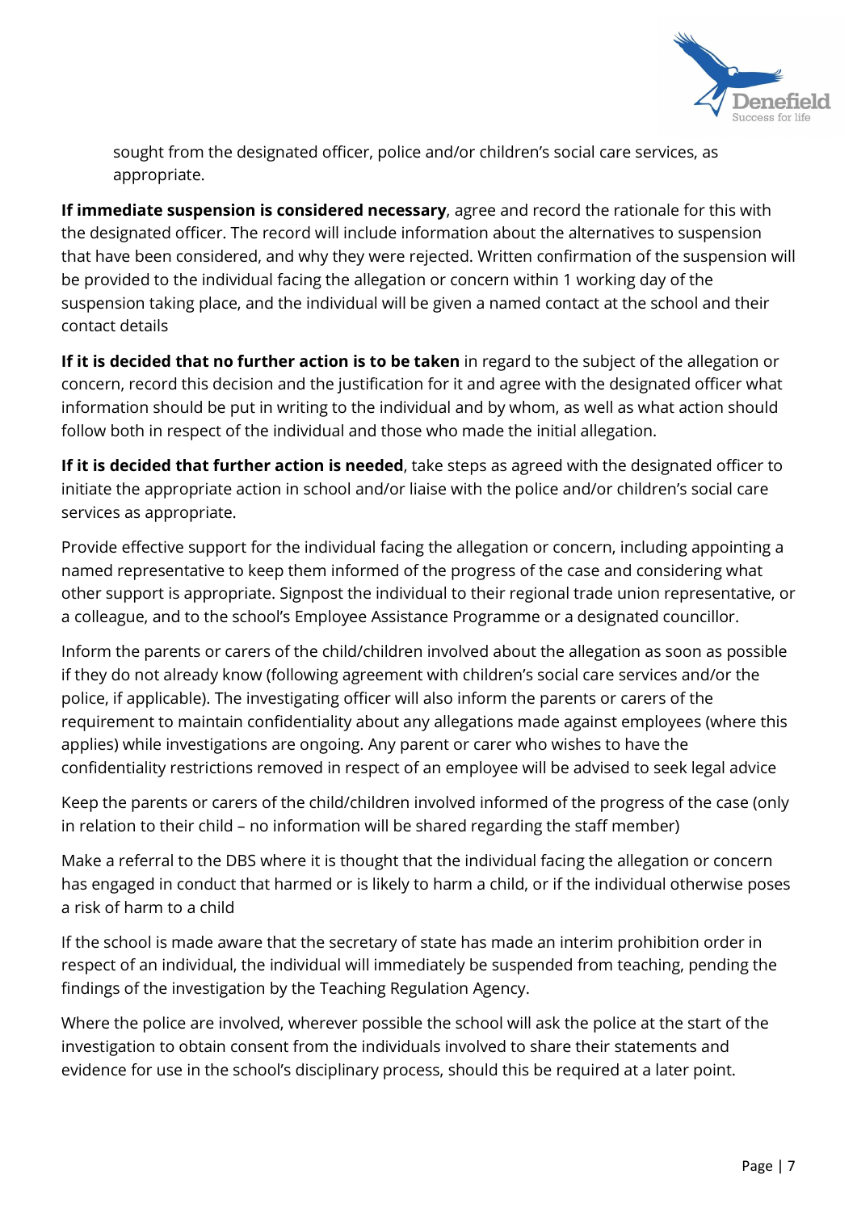sought from the designated officer, police and/or children's social care services, as appropriate.

**If immediate suspension is considered necessary**, agree and record the rationale for this with the designated officer. The record will include information about the alternatives to suspension that have been considered, and why they were rejected. Written confirmation of the suspension will be provided to the individual facing the allegation or concern within 1 working day of the suspension taking place, and the individual will be given a named contact at the school and their contact details

**If it is decided that no further action is to be taken** in regard to the subject of the allegation or concern, record this decision and the justification for it and agree with the designated officer what information should be put in writing to the individual and by whom, as well as what action should follow both in respect of the individual and those who made the initial allegation.

**If it is decided that further action is needed**, take steps as agreed with the designated officer to initiate the appropriate action in school and/or liaise with the police and/or children's social care services as appropriate.

Provide effective support for the individual facing the allegation or concern, including appointing a named representative to keep them informed of the progress of the case and considering what other support is appropriate. Signpost the individual to their regional trade union representative, or a colleague, and to the school's Employee Assistance Programme or a designated councillor.

Inform the parents or carers of the child/children involved about the allegation as soon as possible if they do not already know (following agreement with children's social care services and/or the police, if applicable). The investigating officer will also inform the parents or carers of the requirement to maintain confidentiality about any allegations made against employees (where this applies) while investigations are ongoing. Any parent or carer who wishes to have the confidentiality restrictions removed in respect of an employee will be advised to seek legal advice

Keep the parents or carers of the child/children involved informed of the progress of the case (only in relation to their child – no information will be shared regarding the staff member)

Make a referral to the DBS where it is thought that the individual facing the allegation or concern has engaged in conduct that harmed or is likely to harm a child, or if the individual otherwise poses a risk of harm to a child

If the school is made aware that the secretary of state has made an interim prohibition order in respect of an individual, the individual will immediately be suspended from teaching, pending the findings of the investigation by the Teaching Regulation Agency.

Where the police are involved, wherever possible the school will ask the police at the start of the investigation to obtain consent from the individuals involved to share their statements and evidence for use in the school's disciplinary process, should this be required at a later point.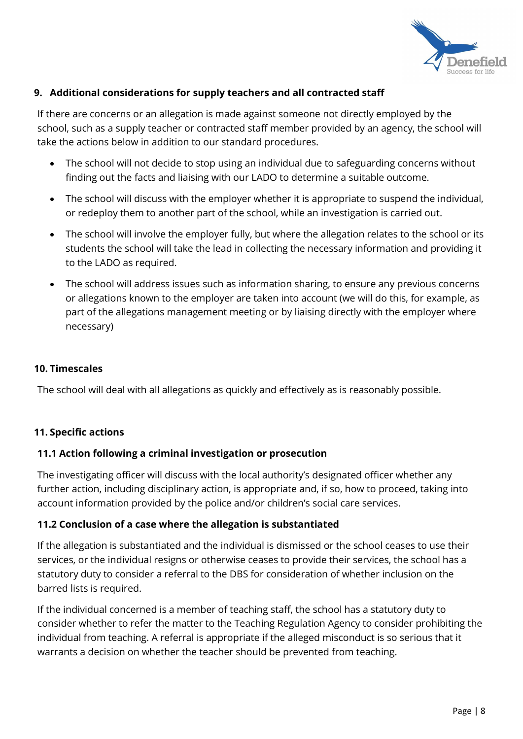## 9. Additional considerations for supply teachers and all contracted staff

If there are concerns or an allegation is made against someone not directly employed by the school, such as a supply teacher or contracted staff member provided by an agency, the school will take the actions below in addition to our standard procedures.

- The school will not decide to stop using an individual due to safeguarding concerns without finding out the facts and liaising with our LADO to determine a suitable outcome.
- The school will discuss with the employer whether it is appropriate to suspend the individual, or redeploy them to another part of the school, while an investigation is carried out.
- The school will involve the employer fully, but where the allegation relates to the school or its students the school will take the lead in collecting the necessary information and providing it to the LADO as required.
- The school will address issues such as information sharing, to ensure any previous concerns or allegations known to the employer are taken into account (we will do this, for example, as part of the allegations management meeting or by liaising directly with the employer where necessary)

## 10. Timescales

The school will deal with all allegations as quickly and effectively as is reasonably possible.

## 11. Specific actions

### 11.1 Action following a criminal investigation or prosecution

The investigating officer will discuss with the local authority's designated officer whether any further action, including disciplinary action, is appropriate and, if so, how to proceed, taking into account information provided by the police and/or children's social care services.

### 11.2 Conclusion of a case where the allegation is substantiated

If the allegation is substantiated and the individual is dismissed or the school ceases to use their services, or the individual resigns or otherwise ceases to provide their services, the school has a statutory duty to consider a referral to the DBS for consideration of whether inclusion on the barred lists is required.

If the individual concerned is a member of teaching staff, the school has a statutory duty to consider whether to refer the matter to the Teaching Regulation Agency to consider prohibiting the individual from teaching. A referral is appropriate if the alleged misconduct is so serious that it warrants a decision on whether the teacher should be prevented from teaching.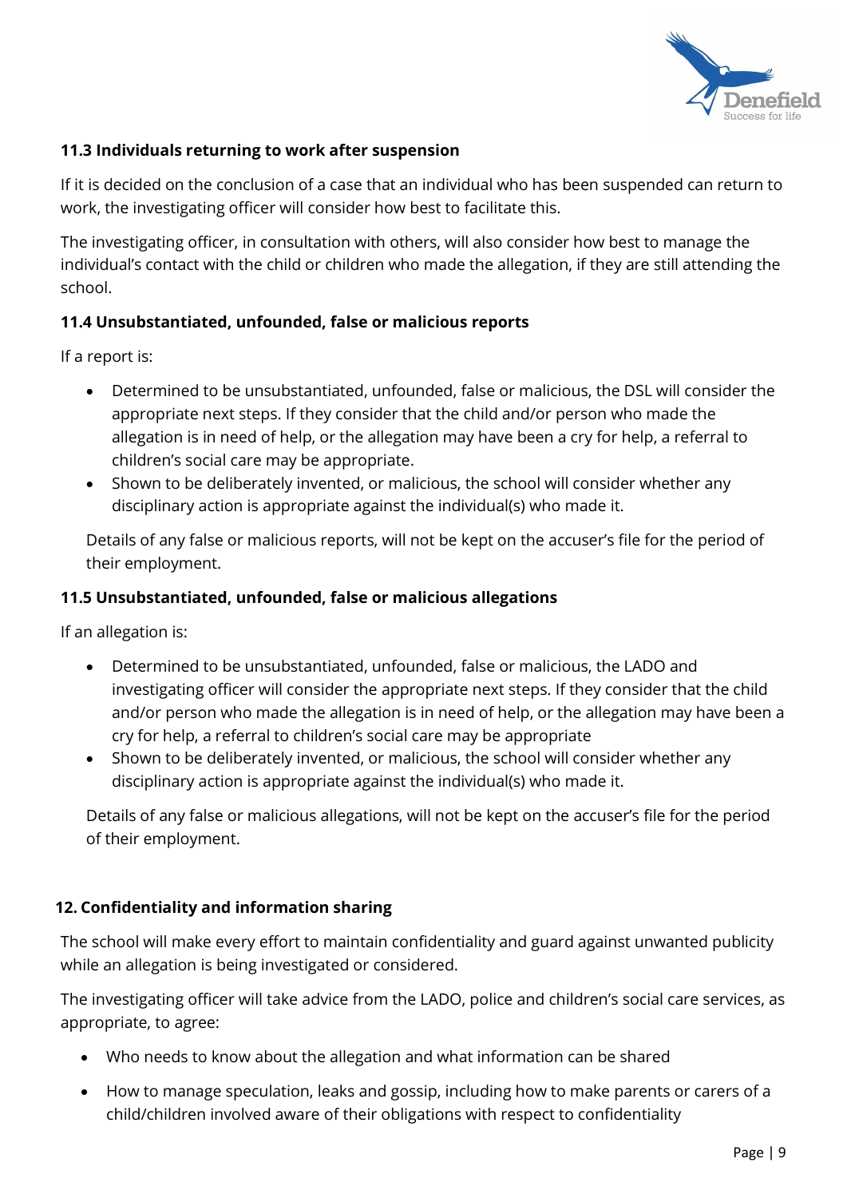### 11.3 Individuals returning to work after suspension

If it is decided on the conclusion of a case that an individual who has been suspended can return to work, the investigating officer will consider how best to facilitate this.

The investigating officer, in consultation with others, will also consider how best to manage the individual's contact with the child or children who made the allegation, if they are still attending the school.

### 11.4 Unsubstantiated, unfounded, false or malicious reports

If a report is:

- Determined to be unsubstantiated, unfounded, false or malicious, the DSL will consider the appropriate next steps. If they consider that the child and/or person who made the allegation is in need of help, or the allegation may have been a cry for help, a referral to children's social care may be appropriate.
- Shown to be deliberately invented, or malicious, the school will consider whether any disciplinary action is appropriate against the individual(s) who made it.

Details of any false or malicious reports, will not be kept on the accuser's file for the period of their employment.

### 11.5 Unsubstantiated, unfounded, false or malicious allegations

If an allegation is:

- Determined to be unsubstantiated, unfounded, false or malicious, the LADO and investigating officer will consider the appropriate next steps. If they consider that the child and/or person who made the allegation is in need of help, or the allegation may have been a cry for help, a referral to children's social care may be appropriate
- Shown to be deliberately invented, or malicious, the school will consider whether any disciplinary action is appropriate against the individual(s) who made it.

Details of any false or malicious allegations, will not be kept on the accuser's file for the period of their employment.

## 12. Confidentiality and information sharing

The school will make every effort to maintain confidentiality and guard against unwanted publicity while an allegation is being investigated or considered.

The investigating officer will take advice from the LADO, police and children's social care services, as appropriate, to agree:

- Who needs to know about the allegation and what information can be shared
- How to manage speculation, leaks and gossip, including how to make parents or carers of a child/children involved aware of their obligations with respect to confidentiality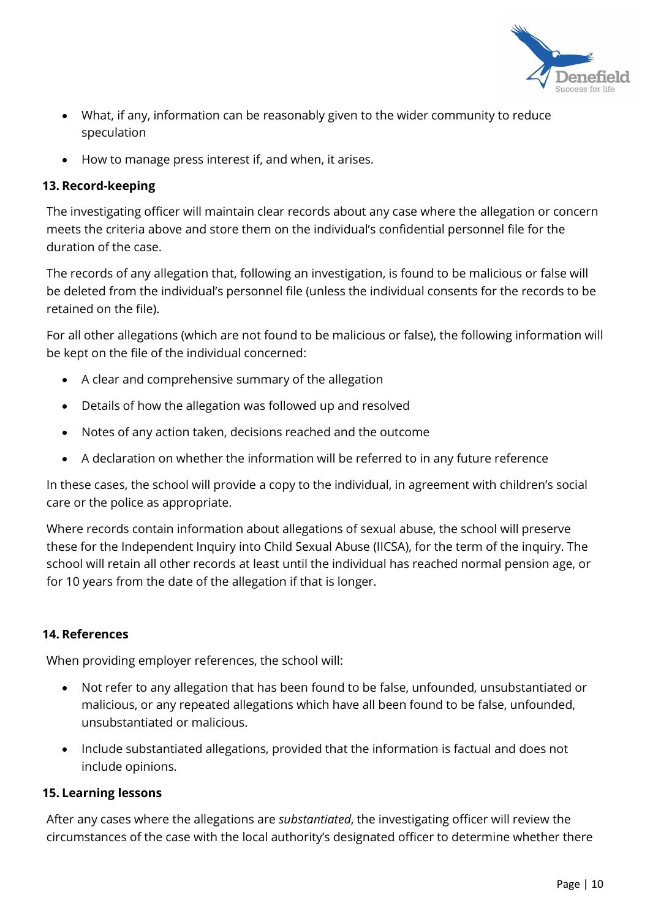- What, if any, information can be reasonably given to the wider community to reduce speculation
- How to manage press interest if, and when, it arises.

## 13. Record-keeping

The investigating officer will maintain clear records about any case where the allegation or concern meets the criteria above and store them on the individual's confidential personnel file for the duration of the case.

The records of any allegation that, following an investigation, is found to be malicious or false will be deleted from the individual's personnel file (unless the individual consents for the records to be retained on the file).

For all other allegations (which are not found to be malicious or false), the following information will be kept on the file of the individual concerned:

- A clear and comprehensive summary of the allegation
- Details of how the allegation was followed up and resolved
- Notes of any action taken, decisions reached and the outcome
- A declaration on whether the information will be referred to in any future reference

In these cases, the school will provide a copy to the individual, in agreement with children's social care or the police as appropriate.

Where records contain information about allegations of sexual abuse, the school will preserve these for the Independent Inquiry into Child Sexual Abuse (IICSA), for the term of the inquiry. The school will retain all other records at least until the individual has reached normal pension age, or for 10 years from the date of the allegation if that is longer.

## 14. References

When providing employer references, the school will:

- Not refer to any allegation that has been found to be false, unfounded, unsubstantiated or malicious, or any repeated allegations which have all been found to be false, unfounded, unsubstantiated or malicious.
- Include substantiated allegations, provided that the information is factual and does not include opinions.

## 15. Learning lessons

After any cases where the allegations are *substantiated*, the investigating officer will review the circumstances of the case with the local authority's designated officer to determine whether there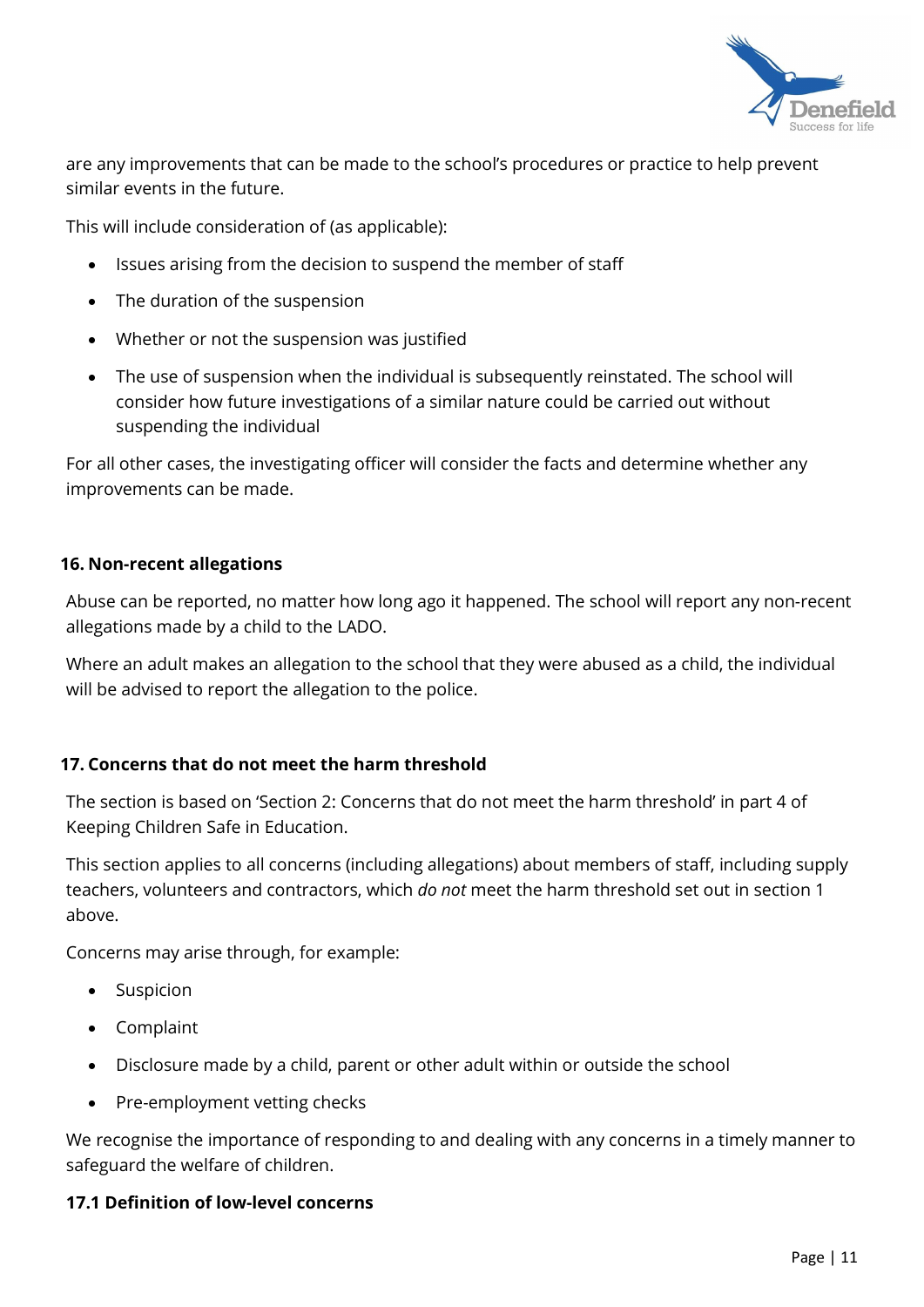are any improvements that can be made to the school's procedures or practice to help prevent similar events in the future.

This will include consideration of (as applicable):

- Issues arising from the decision to suspend the member of staff
- The duration of the suspension
- Whether or not the suspension was justified
- The use of suspension when the individual is subsequently reinstated. The school will consider how future investigations of a similar nature could be carried out without suspending the individual

For all other cases, the investigating officer will consider the facts and determine whether any improvements can be made.

## 16. Non-recent allegations

Abuse can be reported, no matter how long ago it happened. The school will report any non-recent allegations made by a child to the LADO.

Where an adult makes an allegation to the school that they were abused as a child, the individual will be advised to report the allegation to the police.

## 17. Concerns that do not meet the harm threshold

The section is based on 'Section 2: Concerns that do not meet the harm threshold' in part 4 of Keeping Children Safe in Education.

This section applies to all concerns (including allegations) about members of staff, including supply teachers, volunteers and contractors, which *do not* meet the harm threshold set out in section 1 above.

Concerns may arise through, for example:

- Suspicion
- Complaint
- Disclosure made by a child, parent or other adult within or outside the school
- Pre-employment vetting checks

We recognise the importance of responding to and dealing with any concerns in a timely manner to safeguard the welfare of children.

### 17.1 Definition of low-level concerns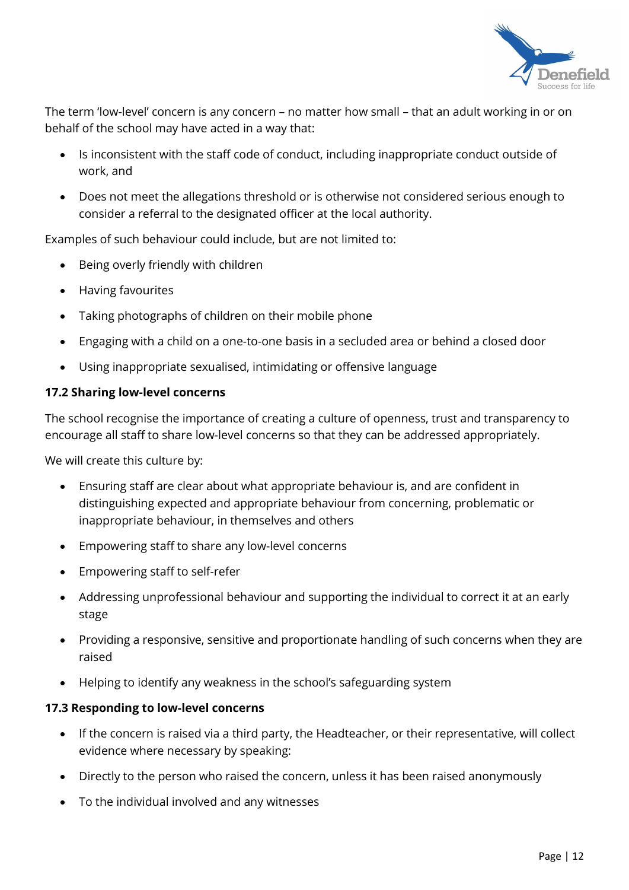The term 'low-level' concern is any concern – no matter how small – that an adult working in or on behalf of the school may have acted in a way that:

- Is inconsistent with the staff code of conduct, including inappropriate conduct outside of work, and
- Does not meet the allegations threshold or is otherwise not considered serious enough to consider a referral to the designated officer at the local authority.

Examples of such behaviour could include, but are not limited to:

- Being overly friendly with children
- Having favourites
- Taking photographs of children on their mobile phone
- Engaging with a child on a one-to-one basis in a secluded area or behind a closed door
- Using inappropriate sexualised, intimidating or offensive language

**17.2 Sharing low-level concerns**

The school recognise the importance of creating a culture of openness, trust and transparency to encourage all staff to share low-level concerns so that they can be addressed appropriately.

We will create this culture by:

- Ensuring staff are clear about what appropriate behaviour is, and are confident in distinguishing expected and appropriate behaviour from concerning, problematic or inappropriate behaviour, in themselves and others
- Empowering staff to share any low-level concerns
- Empowering staff to self-refer
- Addressing unprofessional behaviour and supporting the individual to correct it at an early stage
- Providing a responsive, sensitive and proportionate handling of such concerns when they are raised
- Helping to identify any weakness in the school's safeguarding system

**17.3 Responding to low-level concerns**

- If the concern is raised via a third party, the Headteacher, or their representative, will collect evidence where necessary by speaking:
- Directly to the person who raised the concern, unless it has been raised anonymously
- To the individual involved and any witnesses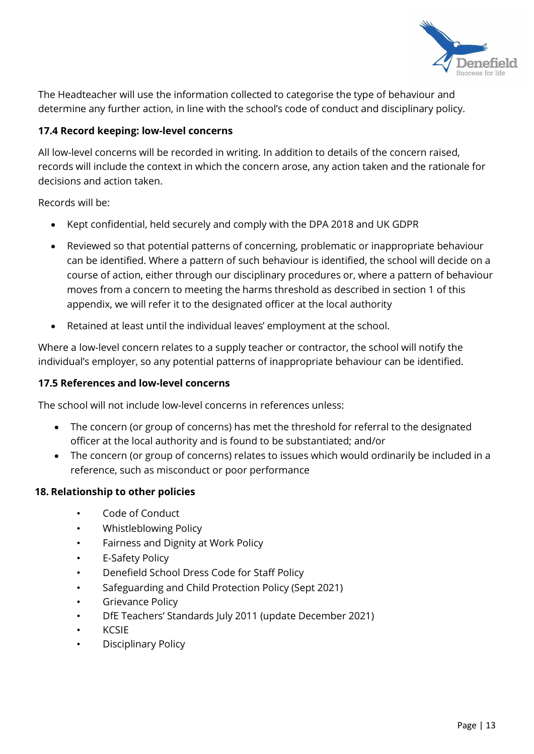The Headteacher will use the information collected to categorise the type of behaviour and determine any further action, in line with the school's code of conduct and disciplinary policy.

### 17.4 Record keeping: low-level concerns

All low-level concerns will be recorded in writing. In addition to details of the concern raised, records will include the context in which the concern arose, any action taken and the rationale for decisions and action taken.

Records will be:

- Kept confidential, held securely and comply with the DPA 2018 and UK GDPR
- Reviewed so that potential patterns of concerning, problematic or inappropriate behaviour can be identified. Where a pattern of such behaviour is identified, the school will decide on a course of action, either through our disciplinary procedures or, where a pattern of behaviour moves from a concern to meeting the harms threshold as described in section 1 of this appendix, we will refer it to the designated officer at the local authority
- Retained at least until the individual leaves' employment at the school.

Where a low-level concern relates to a supply teacher or contractor, the school will notify the individual's employer, so any potential patterns of inappropriate behaviour can be identified.

### 17.5 References and low-level concerns

The school will not include low-level concerns in references unless:

- The concern (or group of concerns) has met the threshold for referral to the designated officer at the local authority and is found to be substantiated; and/or
- The concern (or group of concerns) relates to issues which would ordinarily be included in a reference, such as misconduct or poor performance

## 18. Relationship to other policies

- Code of Conduct
- Whistleblowing Policy
- Fairness and Dignity at Work Policy
- E-Safety Policy
- Denefield School Dress Code for Staff Policy
- Safeguarding and Child Protection Policy (Sept 2021)
- Grievance Policy
- DfE Teachers' Standards July 2011 (update December 2021)
- KCSIE
- Disciplinary Policy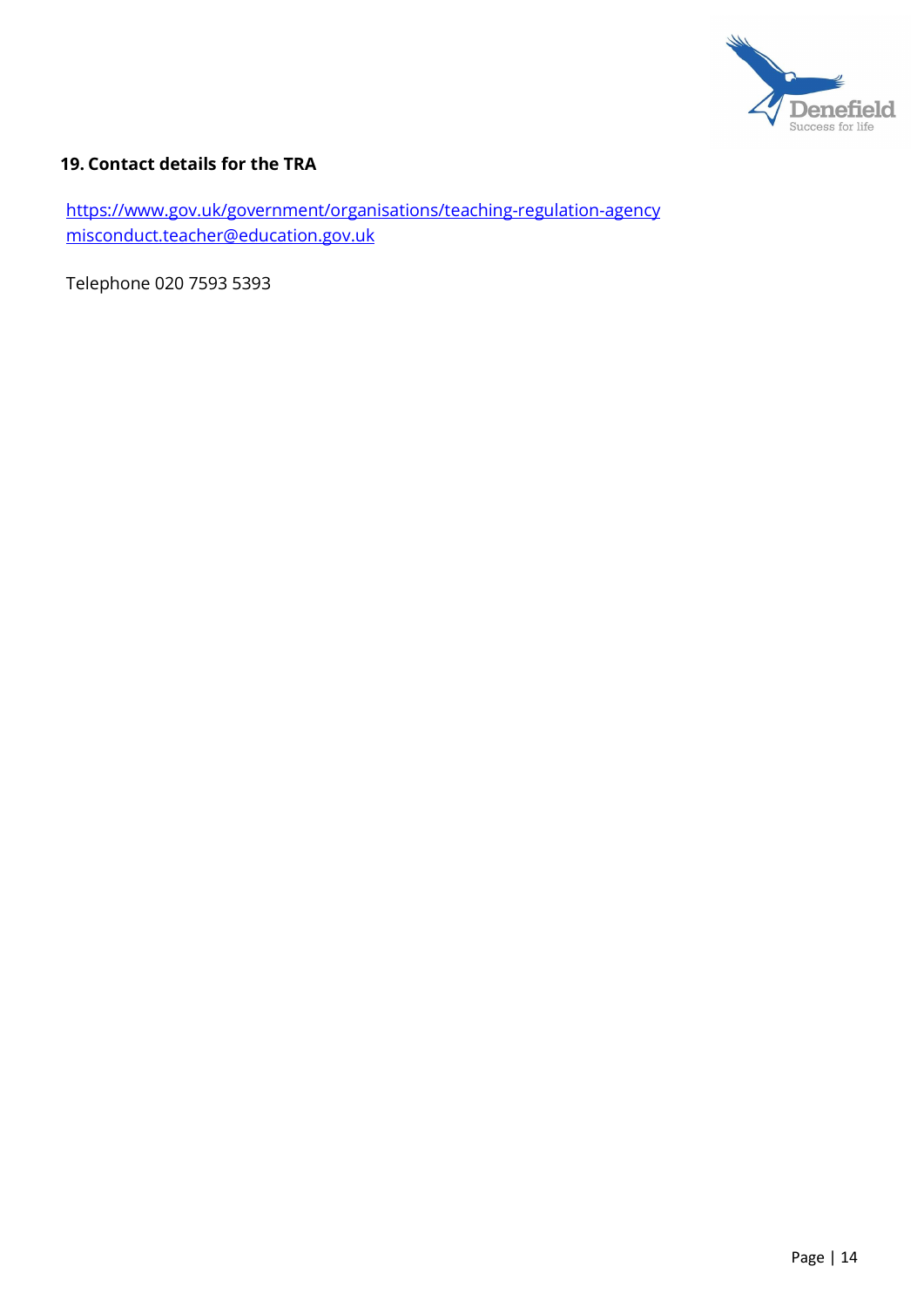## 19. Contact details for the TRA

https://www.gov.uk/government/organisations/teaching-regulation-agency
misconduct.teacher@education.gov.uk

Telephone 020 7593 5393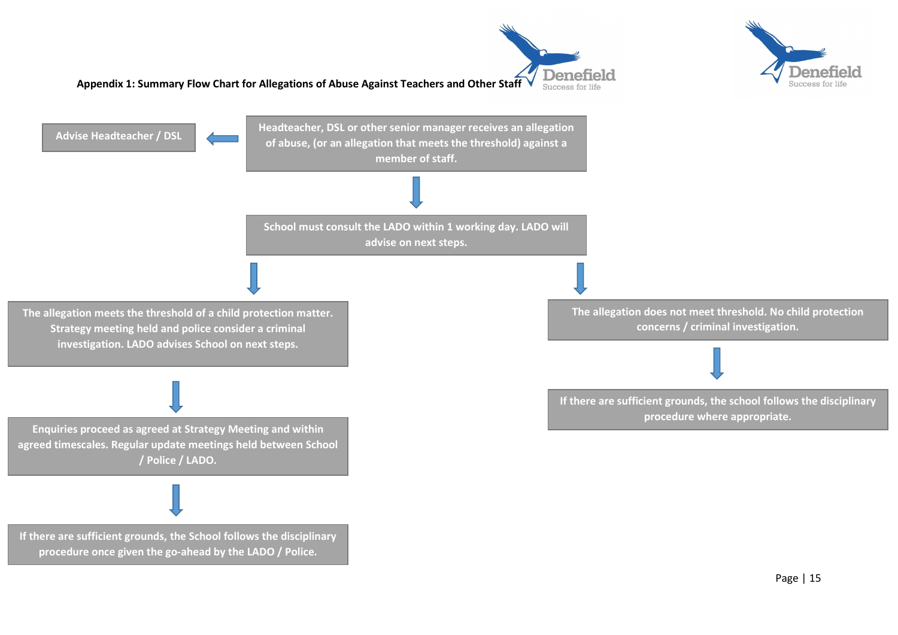**Appendix 1: Summary Flow Chart for Allegations of Abuse Against Teachers and Other Staff**

Headteacher, DSL or other senior manager receives an allegation of abuse, (or an allegation that meets the threshold) against a member of staff.

Advise Headteacher / DSL

School must consult the LADO within 1 working day. LADO will advise on next steps.

The allegation meets the threshold of a child protection matter. Strategy meeting held and police consider a criminal investigation. LADO advises School on next steps.

Enquiries proceed as agreed at Strategy Meeting and within agreed timescales. Regular update meetings held between School / Police / LADO.

If there are sufficient grounds, the School follows the disciplinary procedure once given the go-ahead by the LADO / Police.

The allegation does not meet threshold. No child protection concerns / criminal investigation.

If there are sufficient grounds, the school follows the disciplinary procedure where appropriate.